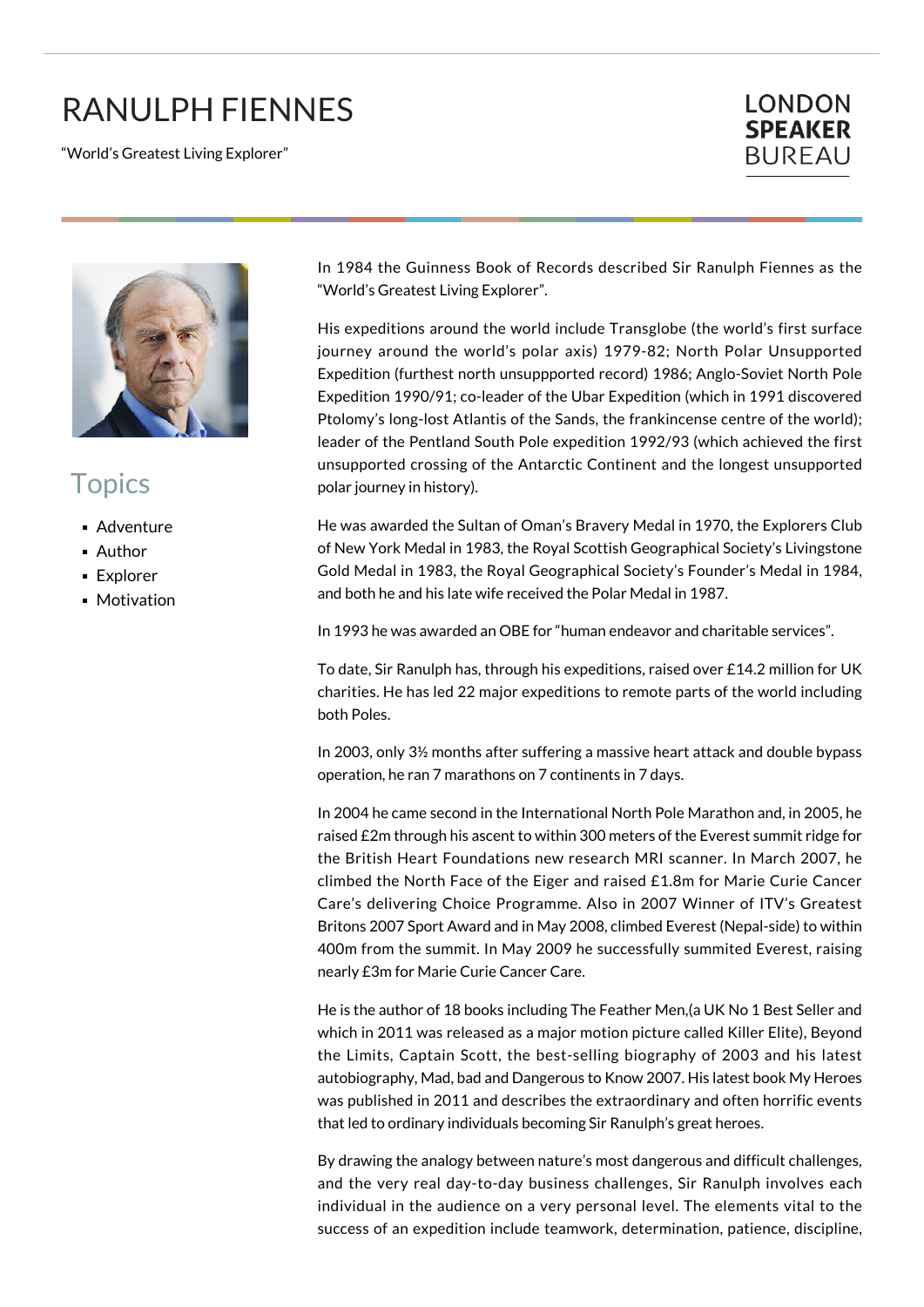# RANULPH FIENNES

"World's Greatest Living Explorer"

LONDON **SPEAKER** BUREAU

## Topics

- Adventure
- Author
- Explorer
- Motivation

In 1984 the Guinness Book of Records described Sir Ranulph Fiennes as the "World's Greatest Living Explorer".

His expeditions around the world include Transglobe (the world's first surface journey around the world's polar axis) 1979-82; North Polar Unsupported Expedition (furthest north unsuppported record) 1986; Anglo-Soviet North Pole Expedition 1990/91; co-leader of the Ubar Expedition (which in 1991 discovered Ptolomy's long-lost Atlantis of the Sands, the frankincense centre of the world); leader of the Pentland South Pole expedition 1992/93 (which achieved the first unsupported crossing of the Antarctic Continent and the longest unsupported polar journey in history).

He was awarded the Sultan of Oman's Bravery Medal in 1970, the Explorers Club of New York Medal in 1983, the Royal Scottish Geographical Society's Livingstone Gold Medal in 1983, the Royal Geographical Society's Founder's Medal in 1984, and both he and his late wife received the Polar Medal in 1987.

In 1993 he was awarded an OBE for "human endeavor and charitable services".

To date, Sir Ranulph has, through his expeditions, raised over £14.2 million for UK charities. He has led 22 major expeditions to remote parts of the world including both Poles.

In 2003, only 3½ months after suffering a massive heart attack and double bypass operation, he ran 7 marathons on 7 continents in 7 days.

In 2004 he came second in the International North Pole Marathon and, in 2005, he raised £2m through his ascent to within 300 meters of the Everest summit ridge for the British Heart Foundations new research MRI scanner. In March 2007, he climbed the North Face of the Eiger and raised £1.8m for Marie Curie Cancer Care's delivering Choice Programme. Also in 2007 Winner of ITV's Greatest Britons 2007 Sport Award and in May 2008, climbed Everest (Nepal-side) to within 400m from the summit. In May 2009 he successfully summited Everest, raising nearly £3m for Marie Curie Cancer Care.

He is the author of 18 books including The Feather Men,(a UK No 1 Best Seller and which in 2011 was released as a major motion picture called Killer Elite), Beyond the Limits, Captain Scott, the best-selling biography of 2003 and his latest autobiography, Mad, bad and Dangerous to Know 2007. His latest book My Heroes was published in 2011 and describes the extraordinary and often horrific events that led to ordinary individuals becoming Sir Ranulph's great heroes.

By drawing the analogy between nature's most dangerous and difficult challenges, and the very real day-to-day business challenges, Sir Ranulph involves each individual in the audience on a very personal level. The elements vital to the success of an expedition include teamwork, determination, patience, discipline,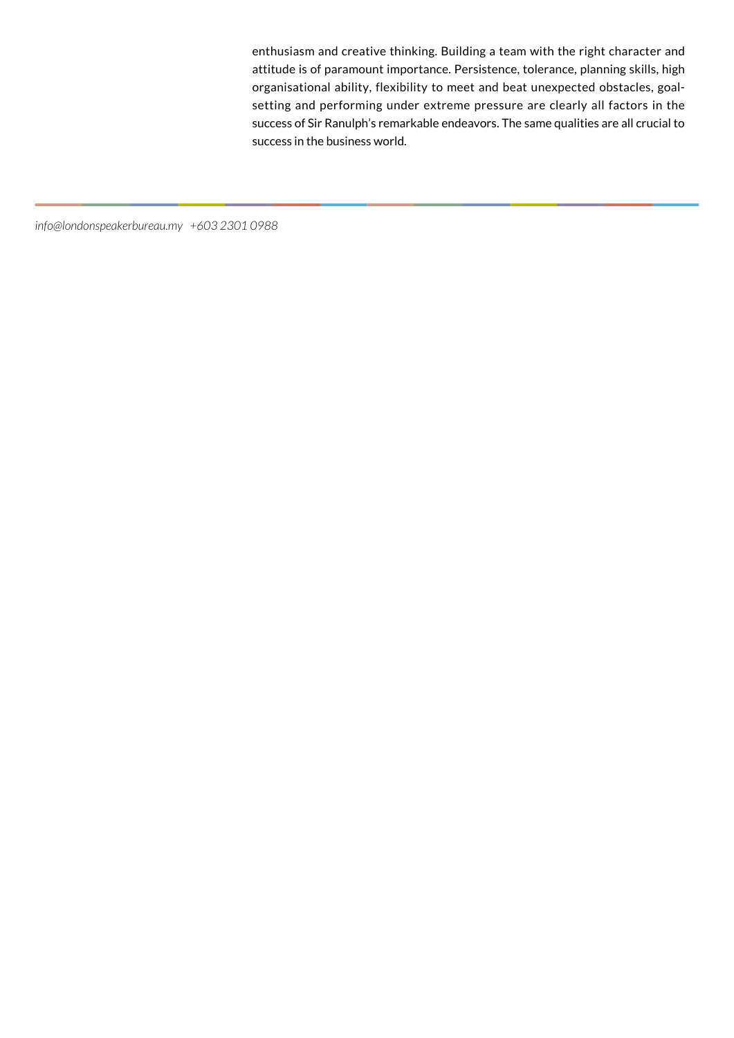enthusiasm and creative thinking. Building a team with the right character and attitude is of paramount importance. Persistence, tolerance, planning skills, high organisational ability, flexibility to meet and beat unexpected obstacles, goal-setting and performing under extreme pressure are clearly all factors in the success of Sir Ranulph's remarkable endeavors. The same qualities are all crucial to success in the business world.

*info@londonspeakerbureau.my +603 2301 0988*